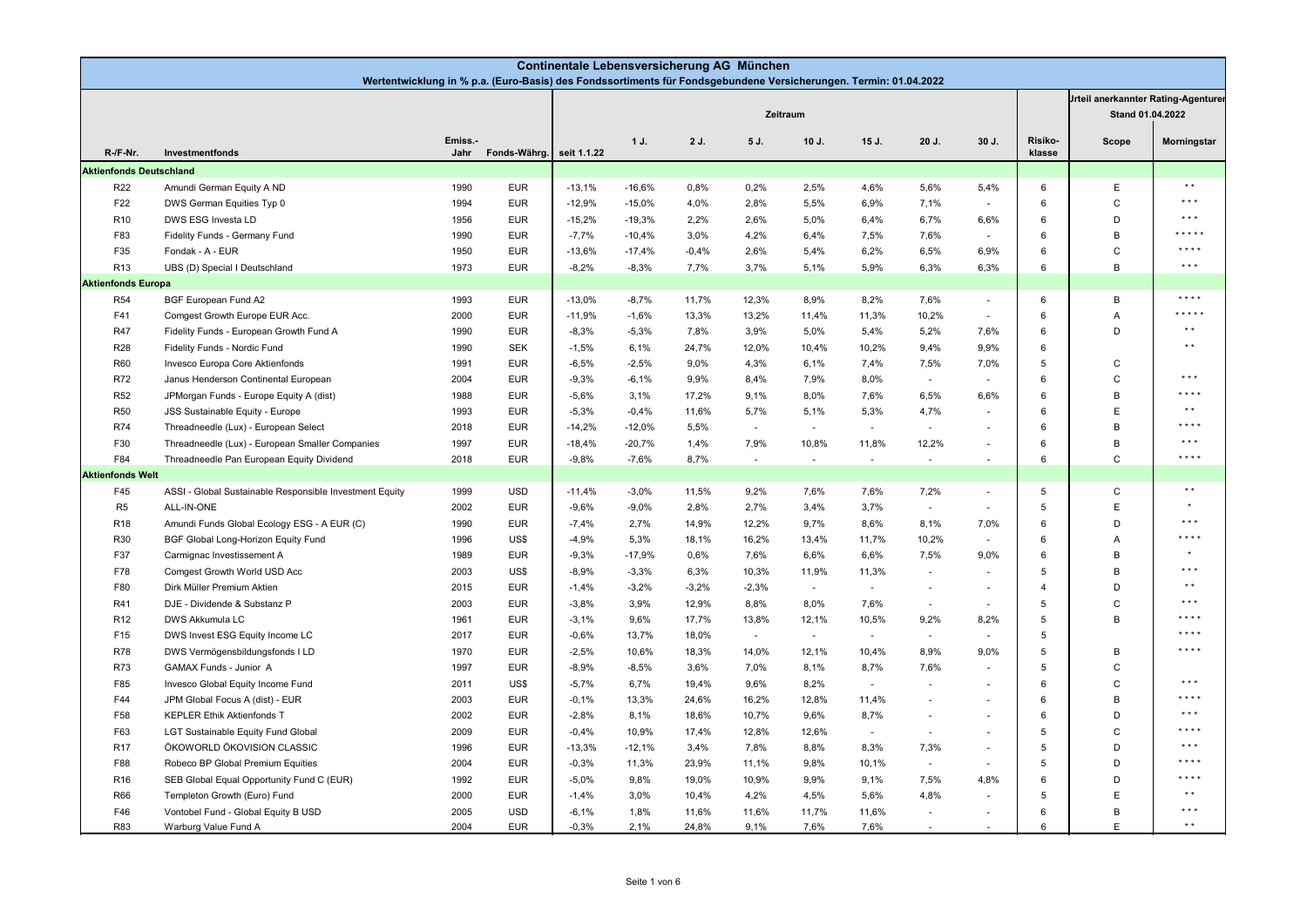# Continentale Lebensversicherung AG München

**Wertentwicklung in % p.a. (Euro-Basis) des Fondssortiments für Fondsgebundene Versicherungen. Termin: 01.04.2022**

| R-/F-Nr. | Investmentfonds | Emiss.-Jahr | Fonds-Währg. | Zeitraum | | | | | | | | | Risiko-klasse | Urteil anerkannter Rating-Agenturen Stand 01.04.2022 | |
|---|---|---|---|---|---|---|---|---|---|---|---|---|---|---|---|
| | | | | seit 1.1.22 | 1 J. | 2 J. | 5 J. | 10 J. | 15 J. | 20 J. | 30 J. | | | Scope | Morningstar |
| **Aktienfonds Deutschland** | | | | | | | | | | | | | | | |
| R22 | Amundi German Equity A ND | 1990 | EUR | -13,1% | -16,6% | 0,8% | 0,2% | 2,5% | 4,6% | 5,6% | 5,4% | | 6 | E | * * |
| F22 | DWS German Equities Typ 0 | 1994 | EUR | -12,9% | -15,0% | 4,0% | 2,8% | 5,5% | 6,9% | 7,1% | - | | 6 | C | * * * |
| R10 | DWS ESG Investa LD | 1956 | EUR | -15,2% | -19,3% | 2,2% | 2,6% | 5,0% | 6,4% | 6,7% | 6,6% | | 6 | D | * * * |
| F83 | Fidelity Funds - Germany Fund | 1990 | EUR | -7,7% | -10,4% | 3,0% | 4,2% | 6,4% | 7,5% | 7,6% | - | | 6 | B | * * * * * |
| F35 | Fondak - A - EUR | 1950 | EUR | -13,6% | -17,4% | -0,4% | 2,6% | 5,4% | 6,2% | 6,5% | 6,9% | | 6 | C | * * * * |
| R13 | UBS (D) Special I Deutschland | 1973 | EUR | -8,2% | -8,3% | 7,7% | 3,7% | 5,1% | 5,9% | 6,3% | 6,3% | | 6 | B | * * * |
| **Aktienfonds Europa** | | | | | | | | | | | | | | | |
| R54 | BGF European Fund A2 | 1993 | EUR | -13,0% | -8,7% | 11,7% | 12,3% | 8,9% | 8,2% | 7,6% | - | | 6 | B | * * * * |
| F41 | Comgest Growth Europe EUR Acc. | 2000 | EUR | -11,9% | -1,6% | 13,3% | 13,2% | 11,4% | 11,3% | 10,2% | - | | 6 | A | * * * * * |
| R47 | Fidelity Funds - European Growth Fund A | 1990 | EUR | -8,3% | -5,3% | 7,8% | 3,9% | 5,0% | 5,4% | 5,2% | 7,6% | | 6 | D | * * |
| R28 | Fidelity Funds - Nordic Fund | 1990 | SEK | -1,5% | 6,1% | 24,7% | 12,0% | 10,4% | 10,2% | 9,4% | 9,9% | | 6 | | * * |
| R60 | Invesco Europa Core Aktienfonds | 1991 | EUR | -6,5% | -2,5% | 9,0% | 4,3% | 6,1% | 7,4% | 7,5% | 7,0% | | 5 | C | |
| R72 | Janus Henderson Continental European | 2004 | EUR | -9,3% | -6,1% | 9,9% | 8,4% | 7,9% | 8,0% | - | - | | 6 | C | * * * |
| R52 | JPMorgan Funds - Europe Equity A (dist) | 1988 | EUR | -5,6% | 3,1% | 17,2% | 9,1% | 8,0% | 7,6% | 6,5% | 6,6% | | 6 | B | * * * * |
| R50 | JSS Sustainable Equity - Europe | 1993 | EUR | -5,3% | -0,4% | 11,6% | 5,7% | 5,1% | 5,3% | 4,7% | - | | 6 | E | * * |
| R74 | Threadneedle (Lux) - European Select | 2018 | EUR | -14,2% | -12,0% | 5,5% | - | - | - | - | - | | 6 | B | * * * * |
| F30 | Threadneedle (Lux) - European Smaller Companies | 1997 | EUR | -18,4% | -20,7% | 1,4% | 7,9% | 10,8% | 11,8% | 12,2% | - | | 6 | B | * * * |
| F84 | Threadneedle Pan European Equity Dividend | 2018 | EUR | -9,8% | -7,6% | 8,7% | - | - | - | - | - | | 6 | C | * * * * |
| **Aktienfonds Welt** | | | | | | | | | | | | | | | |
| F45 | ASSI - Global Sustainable Responsible Investment Equity | 1999 | USD | -11,4% | -3,0% | 11,5% | 9,2% | 7,6% | 7,6% | 7,2% | - | | 5 | C | * * |
| R5 | ALL-IN-ONE | 2002 | EUR | -9,6% | -9,0% | 2,8% | 2,7% | 3,4% | 3,7% | - | - | | 5 | E | * |
| R18 | Amundi Funds Global Ecology ESG - A EUR (C) | 1990 | EUR | -7,4% | 2,7% | 14,9% | 12,2% | 9,7% | 8,6% | 8,1% | 7,0% | | 6 | D | * * * |
| R30 | BGF Global Long-Horizon Equity Fund | 1996 | US$ | -4,9% | 5,3% | 18,1% | 16,2% | 13,4% | 11,7% | 10,2% | - | | 6 | A | * * * * |
| F37 | Carmignac Investissement A | 1989 | EUR | -9,3% | -17,9% | 0,6% | 7,6% | 6,6% | 6,6% | 7,5% | 9,0% | | 6 | B | * |
| F78 | Comgest Growth World USD Acc | 2003 | US$ | -8,9% | -3,3% | 6,3% | 10,3% | 11,9% | 11,3% | - | - | | 5 | B | * * * |
| F80 | Dirk Müller Premium Aktien | 2015 | EUR | -1,4% | -3,2% | -3,2% | -2,3% | - | - | - | - | | 4 | D | * * |
| R41 | DJE - Dividende & Substanz P | 2003 | EUR | -3,8% | 3,9% | 12,9% | 8,8% | 8,0% | 7,6% | - | - | | 5 | C | * * * |
| R12 | DWS Akkumula LC | 1961 | EUR | -3,1% | 9,6% | 17,7% | 13,8% | 12,1% | 10,5% | 9,2% | 8,2% | | 5 | B | * * * * |
| F15 | DWS Invest ESG Equity Income LC | 2017 | EUR | -0,6% | 13,7% | 18,0% | - | - | - | - | - | | 5 | | * * * * |
| R78 | DWS Vermögensbildungsfonds I LD | 1970 | EUR | -2,5% | 10,6% | 18,3% | 14,0% | 12,1% | 10,4% | 8,9% | 9,0% | | 5 | B | * * * * |
| R73 | GAMAX Funds - Junior A | 1997 | EUR | -8,9% | -8,5% | 3,6% | 7,0% | 8,1% | 8,7% | 7,6% | - | | 5 | C | |
| F85 | Invesco Global Equity Income Fund | 2011 | US$ | -5,7% | 6,7% | 19,4% | 9,6% | 8,2% | - | - | - | | 6 | C | * * * |
| F44 | JPM Global Focus A (dist) - EUR | 2003 | EUR | -0,1% | 13,3% | 24,6% | 16,2% | 12,8% | 11,4% | - | - | | 6 | B | * * * * |
| F58 | KEPLER Ethik Aktienfonds T | 2002 | EUR | -2,8% | 8,1% | 18,6% | 10,7% | 9,6% | 8,7% | - | - | | 6 | D | * * * |
| F63 | LGT Sustainable Equity Fund Global | 2009 | EUR | -0,4% | 10,9% | 17,4% | 12,8% | 12,6% | - | - | - | | 5 | C | * * * * |
| R17 | ÖKOWORLD ÖKOVISION CLASSIC | 1996 | EUR | -13,3% | -12,1% | 3,4% | 7,8% | 8,8% | 8,3% | 7,3% | - | | 5 | D | * * * |
| F88 | Robeco BP Global Premium Equities | 2004 | EUR | -0,3% | 11,3% | 23,9% | 11,1% | 9,8% | 10,1% | - | - | | 5 | D | * * * * |
| R16 | SEB Global Equal Opportunity Fund C (EUR) | 1992 | EUR | -5,0% | 9,8% | 19,0% | 10,9% | 9,9% | 9,1% | 7,5% | 4,8% | | 6 | D | * * * * |
| R66 | Templeton Growth (Euro) Fund | 2000 | EUR | -1,4% | 3,0% | 10,4% | 4,2% | 4,5% | 5,6% | 4,8% | - | | 5 | E | * * |
| F46 | Vontobel Fund - Global Equity B USD | 2005 | USD | -6,1% | 1,8% | 11,6% | 11,6% | 11,7% | 11,6% | - | - | | 6 | B | * * * |
| R83 | Warburg Value Fund A | 2004 | EUR | -0,3% | 2,1% | 24,8% | 9,1% | 7,6% | 7,6% | - | - | | 6 | E | * * |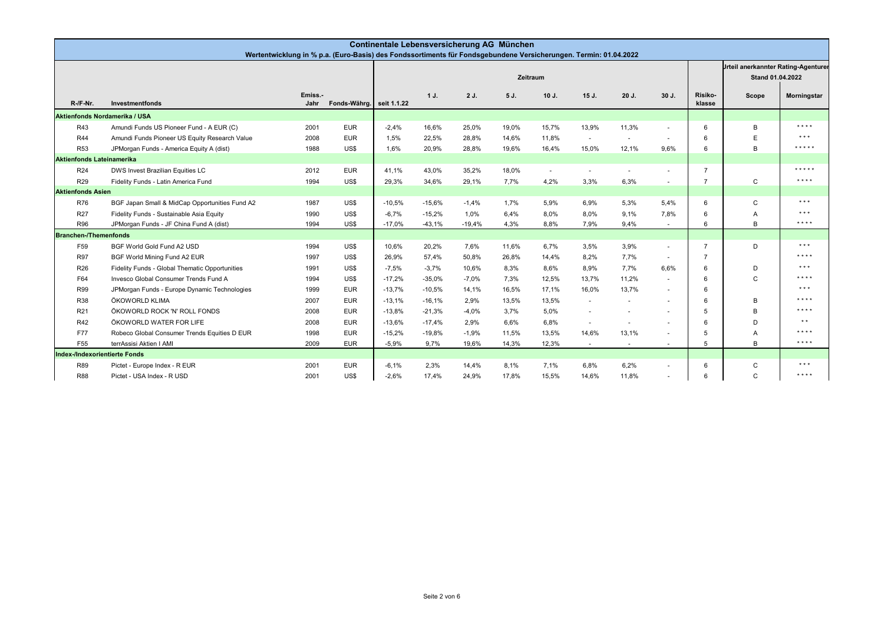# Continentale Lebensversicherung AG München

Wertentwicklung in % p.a. (Euro-Basis) des Fondssortiments für Fondsgebundene Versicherungen. Termin: 01.04.2022

| | | | | Zeitraum | | | | | | | | | Urteil anerkannter Rating-Agenturen Stand 01.04.2022 | |
|---|---|---|---|---|---|---|---|---|---|---|---|---|---|---|
| R-/F-Nr. | Investmentfonds | Emiss.-Jahr | Fonds-Währg. | seit 1.1.22 | 1 J. | 2 J. | 5 J. | 10 J. | 15 J. | 20 J. | 30 J. | Risiko-klasse | Scope | Morningstar |
| **Aktienfonds Nordamerika / USA** | | | | | | | | | | | | | | |
| R43 | Amundi Funds US Pioneer Fund - A EUR (C) | 2001 | EUR | -2,4% | 16,6% | 25,0% | 19,0% | 15,7% | 13,9% | 11,3% | - | 6 | B | **** |
| R44 | Amundi Funds Pioneer US Equity Research Value | 2008 | EUR | 1,5% | 22,5% | 28,8% | 14,6% | 11,8% | - | - | - | 6 | E | *** |
| R53 | JPMorgan Funds - America Equity A (dist) | 1988 | US$ | 1,6% | 20,9% | 28,8% | 19,6% | 16,4% | 15,0% | 12,1% | 9,6% | 6 | B | ***** |
| **Aktienfonds Lateinamerika** | | | | | | | | | | | | | | |
| R24 | DWS Invest Brazilian Equities LC | 2012 | EUR | 41,1% | 43,0% | 35,2% | 18,0% | - | - | - | - | 7 | | ***** |
| R29 | Fidelity Funds - Latin America Fund | 1994 | US$ | 29,3% | 34,6% | 29,1% | 7,7% | 4,2% | 3,3% | 6,3% | - | 7 | C | **** |
| **Aktienfonds Asien** | | | | | | | | | | | | | | |
| R76 | BGF Japan Small & MidCap Opportunities Fund A2 | 1987 | US$ | -10,5% | -15,6% | -1,4% | 1,7% | 5,9% | 6,9% | 5,3% | 5,4% | 6 | C | *** |
| R27 | Fidelity Funds - Sustainable Asia Equity | 1990 | US$ | -6,7% | -15,2% | 1,0% | 6,4% | 8,0% | 8,0% | 9,1% | 7,8% | 6 | A | *** |
| R96 | JPMorgan Funds - JF China Fund A (dist) | 1994 | US$ | -17,0% | -43,1% | -19,4% | 4,3% | 8,8% | 7,9% | 9,4% | - | 6 | B | **** |
| **Branchen-/Themenfonds** | | | | | | | | | | | | | | |
| F59 | BGF World Gold Fund A2 USD | 1994 | US$ | 10,6% | 20,2% | 7,6% | 11,6% | 6,7% | 3,5% | 3,9% | - | 7 | D | *** |
| R97 | BGF World Mining Fund A2 EUR | 1997 | US$ | 26,9% | 57,4% | 50,8% | 26,8% | 14,4% | 8,2% | 7,7% | - | 7 | | **** |
| R26 | Fidelity Funds - Global Thematic Opportunities | 1991 | US$ | -7,5% | -3,7% | 10,6% | 8,3% | 8,6% | 8,9% | 7,7% | 6,6% | 6 | D | *** |
| F64 | Invesco Global Consumer Trends Fund A | 1994 | US$ | -17,2% | -35,0% | -7,0% | 7,3% | 12,5% | 13,7% | 11,2% | - | 6 | C | **** |
| R99 | JPMorgan Funds - Europe Dynamic Technologies | 1999 | EUR | -13,7% | -10,5% | 14,1% | 16,5% | 17,1% | 16,0% | 13,7% | - | 6 | | *** |
| R38 | ÖKOWORLD KLIMA | 2007 | EUR | -13,1% | -16,1% | 2,9% | 13,5% | 13,5% | - | - | - | 6 | B | **** |
| R21 | ÖKOWORLD ROCK 'N' ROLL FONDS | 2008 | EUR | -13,8% | -21,3% | -4,0% | 3,7% | 5,0% | - | - | - | 5 | B | **** |
| R42 | ÖKOWORLD WATER FOR LIFE | 2008 | EUR | -13,6% | -17,4% | 2,9% | 6,6% | 6,8% | - | - | - | 6 | D | ** |
| F77 | Robeco Global Consumer Trends Equities D EUR | 1998 | EUR | -15,2% | -19,8% | -1,9% | 11,5% | 13,5% | 14,6% | 13,1% | - | 5 | A | **** |
| F55 | terrAssisi Aktien I AMI | 2009 | EUR | -5,9% | 9,7% | 19,6% | 14,3% | 12,3% | - | - | - | 5 | B | **** |
| **Index-/Indexorientierte Fonds** | | | | | | | | | | | | | | |
| R89 | Pictet - Europe Index - R EUR | 2001 | EUR | -6,1% | 2,3% | 14,4% | 8,1% | 7,1% | 6,8% | 6,2% | - | 6 | C | *** |
| R88 | Pictet - USA Index - R USD | 2001 | US$ | -2,6% | 17,4% | 24,9% | 17,8% | 15,5% | 14,6% | 11,8% | - | 6 | C | **** |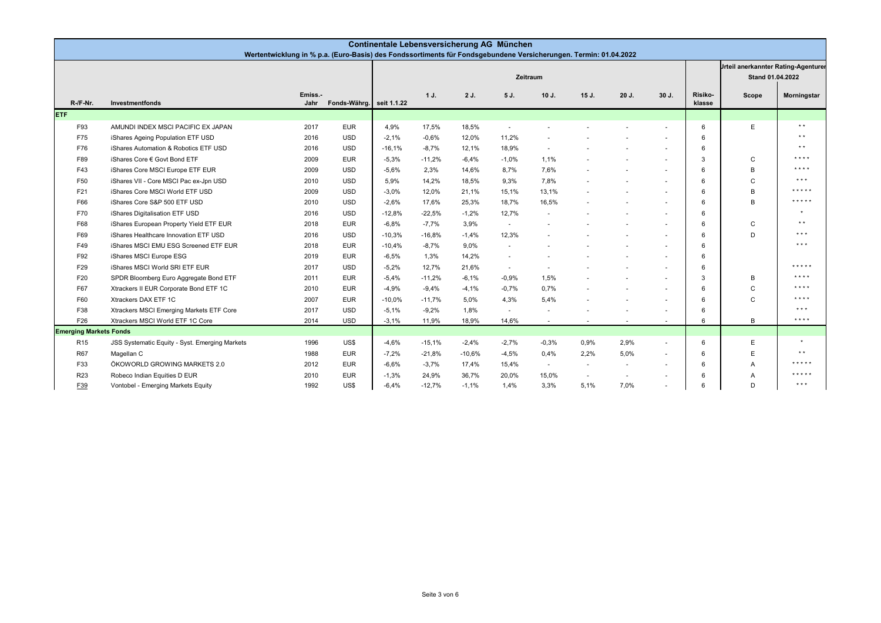# Continentale Lebensversicherung AG München

Wertentwicklung in % p.a. (Euro-Basis) des Fondssortiments für Fondsgebundene Versicherungen. Termin: 01.04.2022

| R-/F-Nr. | Investmentfonds | Emiss.-Jahr | Fonds-Währg. | Zeitraum | | | | | | | | | Risiko-klasse | Urteil anerkannter Rating-Agenturen Stand 01.04.2022 | |
|---|---|---|---|---|---|---|---|---|---|---|---|---|---|---|---|
| | | | | seit 1.1.22 | 1 J. | 2 J. | 5 J. | 10 J. | 15 J. | 20 J. | 30 J. | | | Scope | Morningstar |
| **ETF** | | | | | | | | | | | | | | | |
| F93 | AMUNDI INDEX MSCI PACIFIC EX JAPAN | 2017 | EUR | 4,9% | 17,5% | 18,5% | - | - | - | - | - | | 6 | E | * * |
| F75 | iShares Ageing Population ETF USD | 2016 | USD | -2,1% | -0,6% | 12,0% | 11,2% | - | - | - | - | | 6 | | * * |
| F76 | iShares Automation & Robotics ETF USD | 2016 | USD | -16,1% | -8,7% | 12,1% | 18,9% | - | - | - | - | | 6 | | * * |
| F89 | iShares Core € Govt Bond ETF | 2009 | EUR | -5,3% | -11,2% | -6,4% | -1,0% | 1,1% | - | - | - | | 3 | C | * * * * |
| F43 | iShares Core MSCI Europe ETF EUR | 2009 | USD | -5,6% | 2,3% | 14,6% | 8,7% | 7,6% | - | - | - | | 6 | B | * * * * |
| F50 | iShares VII - Core MSCI Pac ex-Jpn USD | 2010 | USD | 5,9% | 14,2% | 18,5% | 9,3% | 7,8% | - | - | - | | 6 | C | * * * |
| F21 | iShares Core MSCI World ETF USD | 2009 | USD | -3,0% | 12,0% | 21,1% | 15,1% | 13,1% | - | - | - | | 6 | B | * * * * * |
| F66 | iShares Core S&P 500 ETF USD | 2010 | USD | -2,6% | 17,6% | 25,3% | 18,7% | 16,5% | - | - | - | | 6 | B | * * * * * |
| F70 | iShares Digitalisation ETF USD | 2016 | USD | -12,8% | -22,5% | -1,2% | 12,7% | - | - | - | - | | 6 | | * |
| F68 | iShares European Property Yield ETF EUR | 2018 | EUR | -6,8% | -7,7% | 3,9% | - | - | - | - | - | | 6 | C | * * |
| F69 | iShares Healthcare Innovation ETF USD | 2016 | USD | -10,3% | -16,8% | -1,4% | 12,3% | - | - | - | - | | 6 | D | * * * |
| F49 | iShares MSCI EMU ESG Screened ETF EUR | 2018 | EUR | -10,4% | -8,7% | 9,0% | - | - | - | - | - | | 6 | | * * * |
| F92 | iShares MSCI Europe ESG | 2019 | EUR | -6,5% | 1,3% | 14,2% | - | - | - | - | - | | 6 | | |
| F29 | iShares MSCI World SRI ETF EUR | 2017 | USD | -5,2% | 12,7% | 21,6% | - | - | - | - | - | | 6 | | * * * * * |
| F20 | SPDR Bloomberg Euro Aggregate Bond ETF | 2011 | EUR | -5,4% | -11,2% | -6,1% | -0,9% | 1,5% | - | - | - | | 3 | B | * * * * |
| F67 | Xtrackers II EUR Corporate Bond ETF 1C | 2010 | EUR | -4,9% | -9,4% | -4,1% | -0,7% | 0,7% | - | - | - | | 6 | C | * * * * |
| F60 | Xtrackers DAX ETF 1C | 2007 | EUR | -10,0% | -11,7% | 5,0% | 4,3% | 5,4% | - | - | - | | 6 | C | * * * * |
| F38 | Xtrackers MSCI Emerging Markets ETF Core | 2017 | USD | -5,1% | -9,2% | 1,8% | - | - | - | - | - | | 6 | | * * * |
| F26 | Xtrackers MSCI World ETF 1C Core | 2014 | USD | -3,1% | 11,9% | 18,9% | 14,6% | - | - | - | - | | 6 | B | * * * * |
| **Emerging Markets Fonds** | | | | | | | | | | | | | | | |
| R15 | JSS Systematic Equity - Syst. Emerging Markets | 1996 | US$ | -4,6% | -15,1% | -2,4% | -2,7% | -0,3% | 0,9% | 2,9% | - | | 6 | E | * |
| R67 | Magellan C | 1988 | EUR | -7,2% | -21,8% | -10,6% | -4,5% | 0,4% | 2,2% | 5,0% | - | | 6 | E | * * |
| F33 | ÖKOWORLD GROWING MARKETS 2.0 | 2012 | EUR | -6,6% | -3,7% | 17,4% | 15,4% | - | - | - | - | | 6 | A | * * * * * |
| R23 | Robeco Indian Equities D EUR | 2010 | EUR | -1,3% | 24,9% | 36,7% | 20,0% | 15,0% | - | - | - | | 6 | A | * * * * * |
| F39 | Vontobel - Emerging Markets Equity | 1992 | US$ | -6,4% | -12,7% | -1,1% | 1,4% | 3,3% | 5,1% | 7,0% | - | | 6 | D | * * * |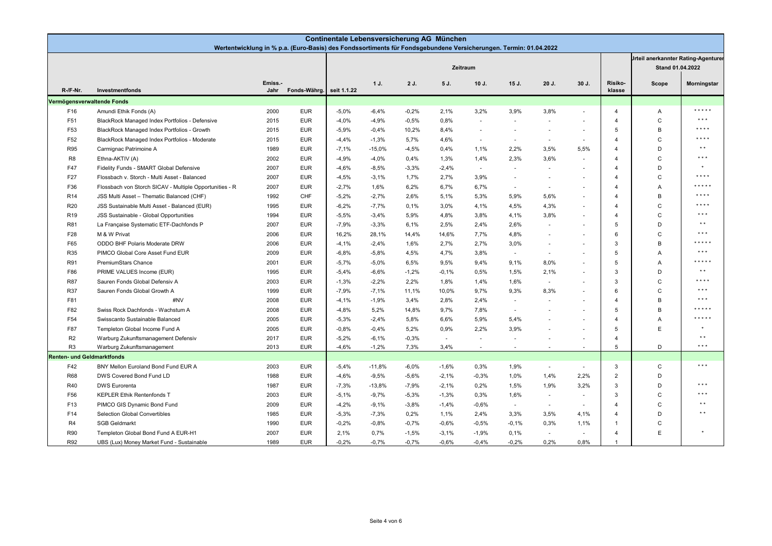# Continentale Lebensversicherung AG München

Wertentwicklung in % p.a. (Euro-Basis) des Fondssortiments für Fondsgebundene Versicherungen. Termin: 01.04.2022

| R-/F-Nr. | Investmentfonds | Emiss.-Jahr | Fonds-Währg. | Zeitraum | | | | | | | | | Risiko-klasse | Urteil anerkannter Rating-Agenturen Stand 01.04.2022 | |
|---|---|---|---|---|---|---|---|---|---|---|---|---|---|---|---|
| | | | | seit 1.1.22 | 1 J. | 2 J. | 5 J. | 10 J. | 15 J. | 20 J. | 30 J. | | | Scope | Morningstar |
| **Vermögensverwaltende Fonds** | | | | | | | | | | | | | | | |
| F16 | Amundi Ethik Fonds (A) | 2000 | EUR | -5,0% | -6,4% | -0,2% | 2,1% | 3,2% | 3,9% | 3,8% | - | | 4 | A | ***** |
| F51 | BlackRock Managed Index Portfolios - Defensive | 2015 | EUR | -4,0% | -4,9% | -0,5% | 0,8% | - | - | - | - | | 4 | C | *** |
| F53 | BlackRock Managed Index Portfolios - Growth | 2015 | EUR | -5,9% | -0,4% | 10,2% | 8,4% | - | - | - | - | | 5 | B | **** |
| F52 | BlackRock Managed Index Portfolios - Moderate | 2015 | EUR | -4,4% | -1,3% | 5,7% | 4,6% | - | - | - | - | | 4 | C | **** |
| R95 | Carmignac Patrimoine A | 1989 | EUR | -7,1% | -15,0% | -4,5% | 0,4% | 1,1% | 2,2% | 3,5% | 5,5% | | 4 | D | ** |
| R8 | Ethna-AKTIV (A) | 2002 | EUR | -4,9% | -4,0% | 0,4% | 1,3% | 1,4% | 2,3% | 3,6% | - | | 4 | C | *** |
| F47 | Fidelity Funds - SMART Global Defensive | 2007 | EUR | -4,6% | -8,5% | -3,3% | -2,4% | - | - | - | - | | 4 | D | * |
| F27 | Flossbach v. Storch - Multi Asset - Balanced | 2007 | EUR | -4,5% | -3,1% | 1,7% | 2,7% | 3,9% | - | - | - | | 4 | C | **** |
| F36 | Flossbach von Storch SICAV - Multiple Opportunities - R | 2007 | EUR | -2,7% | 1,6% | 6,2% | 6,7% | 6,7% | - | - | - | | 4 | A | ***** |
| R14 | JSS Multi Asset – Thematic Balanced (CHF) | 1992 | CHF | -5,2% | -2,7% | 2,6% | 5,1% | 5,3% | 5,9% | 5,6% | - | | 4 | B | **** |
| R20 | JSS Sustainable Multi Asset - Balanced (EUR) | 1995 | EUR | -6,2% | -7,7% | 0,1% | 3,0% | 4,1% | 4,5% | 4,3% | - | | 4 | C | **** |
| R19 | JSS Sustainable - Global Opportunities | 1994 | EUR | -5,5% | -3,4% | 5,9% | 4,8% | 3,8% | 4,1% | 3,8% | - | | 4 | C | *** |
| R81 | La Française Systematic ETF-Dachfonds P | 2007 | EUR | -7,9% | -3,3% | 6,1% | 2,5% | 2,4% | 2,6% | - | - | | 5 | D | ** |
| F28 | M & W Privat | 2006 | EUR | 16,2% | 28,1% | 14,4% | 14,6% | 7,7% | 4,8% | - | - | | 6 | C | *** |
| F65 | ODDO BHF Polaris Moderate DRW | 2006 | EUR | -4,1% | -2,4% | 1,6% | 2,7% | 2,7% | 3,0% | - | - | | 3 | B | ***** |
| R35 | PIMCO Global Core Asset Fund EUR | 2009 | EUR | -6,8% | -5,8% | 4,5% | 4,7% | 3,8% | - | - | - | | 5 | A | *** |
| R91 | PremiumStars Chance | 2001 | EUR | -5,7% | -5,0% | 6,5% | 9,5% | 9,4% | 9,1% | 8,0% | - | | 5 | A | ***** |
| F86 | PRIME VALUES Income (EUR) | 1995 | EUR | -5,4% | -6,6% | -1,2% | -0,1% | 0,5% | 1,5% | 2,1% | - | | 3 | D | ** |
| R87 | Sauren Fonds Global Defensiv A | 2003 | EUR | -1,3% | -2,2% | 2,2% | 1,8% | 1,4% | 1,6% | - | - | | 3 | C | **** |
| R37 | Sauren Fonds Global Growth A | 1999 | EUR | -7,9% | -7,1% | 11,1% | 10,0% | 9,7% | 9,3% | 8,3% | - | | 6 | C | *** |
| F81 | #NV | 2008 | EUR | -4,1% | -1,9% | 3,4% | 2,8% | 2,4% | - | - | - | | 4 | B | *** |
| F82 | Swiss Rock Dachfonds - Wachstum A | 2008 | EUR | -4,8% | 5,2% | 14,8% | 9,7% | 7,8% | - | - | - | | 5 | B | ***** |
| F54 | Swisscanto Sustainable Balanced | 2005 | EUR | -5,3% | -2,4% | 5,8% | 6,6% | 5,9% | 5,4% | - | - | | 4 | A | ***** |
| F87 | Templeton Global Income Fund A | 2005 | EUR | -0,8% | -0,4% | 5,2% | 0,9% | 2,2% | 3,9% | - | - | | 5 | E | * |
| R2 | Warburg Zukunftsmanagement Defensiv | 2017 | EUR | -5,2% | -6,1% | -0,3% | - | - | - | - | - | | 4 | | ** |
| R3 | Warburg Zukunftsmanagement | 2013 | EUR | -4,6% | -1,2% | 7,3% | 3,4% | - | - | - | - | | 5 | D | *** |
| **Renten- und Geldmarktfonds** | | | | | | | | | | | | | | | |
| F42 | BNY Mellon Euroland Bond Fund EUR A | 2003 | EUR | -5,4% | -11,8% | -6,0% | -1,6% | 0,3% | 1,9% | - | - | | 3 | C | *** |
| R68 | DWS Covered Bond Fund LD | 1988 | EUR | -4,6% | -9,5% | -5,6% | -2,1% | -0,3% | 1,0% | 1,4% | 2,2% | | 2 | D | |
| R40 | DWS Eurorenta | 1987 | EUR | -7,3% | -13,8% | -7,9% | -2,1% | 0,2% | 1,5% | 1,9% | 3,2% | | 3 | D | *** |
| F56 | KEPLER Ethik Rentenfonds T | 2003 | EUR | -5,1% | -9,7% | -5,3% | -1,3% | 0,3% | 1,6% | - | - | | 3 | C | *** |
| F13 | PIMCO GIS Dynamic Bond Fund | 2009 | EUR | -4,2% | -9,1% | -3,8% | -1,4% | -0,6% | - | - | - | | 4 | C | ** |
| F14 | Selection Global Convertibles | 1985 | EUR | -5,3% | -7,3% | 0,2% | 1,1% | 2,4% | 3,3% | 3,5% | 4,1% | | 4 | D | ** |
| R4 | SGB Geldmarkt | 1990 | EUR | -0,2% | -0,8% | -0,7% | -0,6% | -0,5% | -0,1% | 0,3% | 1,1% | | 1 | C | |
| R90 | Templeton Global Bond Fund A EUR-H1 | 2007 | EUR | 2,1% | 0,7% | -1,5% | -3,1% | -1,9% | 0,1% | - | - | | 4 | E | * |
| R92 | UBS (Lux) Money Market Fund - Sustainable | 1989 | EUR | -0,2% | -0,7% | -0,7% | -0,6% | -0,4% | -0,2% | 0,2% | 0,8% | | 1 | | |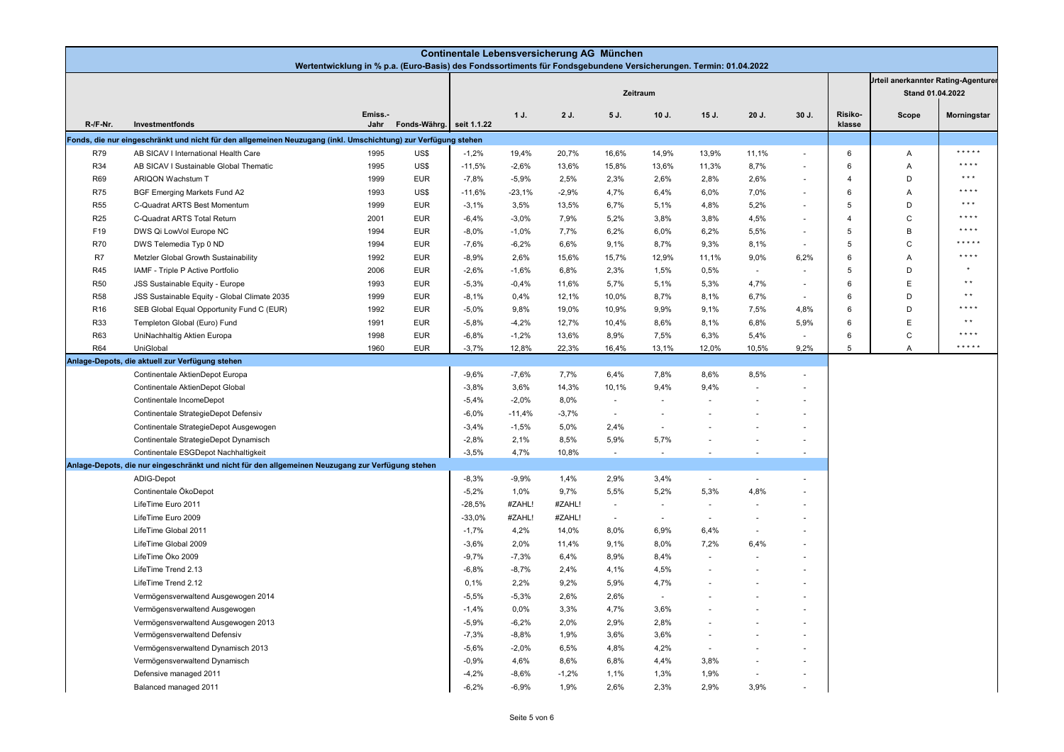# Continentale Lebensversicherung AG München

Wertentwicklung in % p.a. (Euro-Basis) des Fondssortiments für Fondsgebundene Versicherungen. Termin: 01.04.2022

| R-/F-Nr. | Investmentfonds | Emiss.-Jahr | Fonds-Währg. | Zeitraum seit 1.1.22 | 1 J. | 2 J. | 5 J. | 10 J. | 15 J. | 20 J. | 30 J. | Risiko-klasse | Urteil anerkannter Rating-Agenturen Stand 01.04.2022 Scope | Morningstar |
|---|---|---|---|---|---|---|---|---|---|---|---|---|---|---|
| **Fonds, die nur eingeschränkt und nicht für den allgemeinen Neuzugang (inkl. Umschichtung) zur Verfügung stehen** | | | | | | | | | | | | | | |
| R79 | AB SICAV I International Health Care | 1995 | US$ | -1,2% | 19,4% | 20,7% | 16,6% | 14,9% | 13,9% | 11,1% | - | 6 | A | ***** |
| R34 | AB SICAV I Sustainable Global Thematic | 1995 | US$ | -11,5% | -2,6% | 13,6% | 15,8% | 13,6% | 11,3% | 8,7% | - | 6 | A | **** |
| R69 | ARIQON Wachstum T | 1999 | EUR | -7,8% | -5,9% | 2,5% | 2,3% | 2,6% | 2,8% | 2,6% | - | 4 | D | *** |
| R75 | BGF Emerging Markets Fund A2 | 1993 | US$ | -11,6% | -23,1% | -2,9% | 4,7% | 6,4% | 6,0% | 7,0% | - | 6 | A | **** |
| R55 | C-Quadrat ARTS Best Momentum | 1999 | EUR | -3,1% | 3,5% | 13,5% | 6,7% | 5,1% | 4,8% | 5,2% | - | 5 | D | *** |
| R25 | C-Quadrat ARTS Total Return | 2001 | EUR | -6,4% | -3,0% | 7,9% | 5,2% | 3,8% | 3,8% | 4,5% | - | 4 | C | **** |
| F19 | DWS Qi LowVol Europe NC | 1994 | EUR | -8,0% | -1,0% | 7,7% | 6,2% | 6,0% | 6,2% | 5,5% | - | 5 | B | **** |
| R70 | DWS Telemedia Typ 0 ND | 1994 | EUR | -7,6% | -6,2% | 6,6% | 9,1% | 8,7% | 9,3% | 8,1% | - | 5 | C | ***** |
| R7 | Metzler Global Growth Sustainability | 1992 | EUR | -8,9% | 2,6% | 15,6% | 15,7% | 12,9% | 11,1% | 9,0% | 6,2% | 6 | A | **** |
| R45 | IAMF - Triple P Active Portfolio | 2006 | EUR | -2,6% | -1,6% | 6,8% | 2,3% | 1,5% | 0,5% | - | - | 5 | D | * |
| R50 | JSS Sustainable Equity - Europe | 1993 | EUR | -5,3% | -0,4% | 11,6% | 5,7% | 5,1% | 5,3% | 4,7% | - | 6 | E | ** |
| R58 | JSS Sustainable Equity - Global Climate 2035 | 1999 | EUR | -8,1% | 0,4% | 12,1% | 10,0% | 8,7% | 8,1% | 6,7% | - | 6 | D | ** |
| R16 | SEB Global Equal Opportunity Fund C (EUR) | 1992 | EUR | -5,0% | 9,8% | 19,0% | 10,9% | 9,9% | 9,1% | 7,5% | 4,8% | 6 | D | **** |
| R33 | Templeton Global (Euro) Fund | 1991 | EUR | -5,8% | -4,2% | 12,7% | 10,4% | 8,6% | 8,1% | 6,8% | 5,9% | 6 | E | ** |
| R63 | UniNachhaltig Aktien Europa | 1998 | EUR | -6,8% | -1,2% | 13,6% | 8,9% | 7,5% | 6,3% | 5,4% | - | 6 | C | **** |
| R64 | UniGlobal | 1960 | EUR | -3,7% | 12,8% | 22,3% | 16,4% | 13,1% | 12,0% | 10,5% | 9,2% | 5 | A | ***** |
| **Anlage-Depots, die aktuell zur Verfügung stehen** | | | | | | | | | | | | | | |
| | Continentale AktienDepot Europa | | | -9,6% | -7,6% | 7,7% | 6,4% | 7,8% | 8,6% | 8,5% | - | | | |
| | Continentale AktienDepot Global | | | -3,8% | 3,6% | 14,3% | 10,1% | 9,4% | 9,4% | - | - | | | |
| | Continentale IncomeDepot | | | -5,4% | -2,0% | 8,0% | - | - | - | - | - | | | |
| | Continentale StrategieDepot Defensiv | | | -6,0% | -11,4% | -3,7% | - | - | - | - | - | | | |
| | Continentale StrategieDepot Ausgewogen | | | -3,4% | -1,5% | 5,0% | 2,4% | - | - | - | - | | | |
| | Continentale StrategieDepot Dynamisch | | | -2,8% | 2,1% | 8,5% | 5,9% | 5,7% | - | - | - | | | |
| | Continentale ESGDepot Nachhaltigkeit | | | -3,5% | 4,7% | 10,8% | - | - | - | - | - | | | |
| **Anlage-Depots, die nur eingeschränkt und nicht für den allgemeinen Neuzugang zur Verfügung stehen** | | | | | | | | | | | | | | |
| | ADIG-Depot | | | -8,3% | -9,9% | 1,4% | 2,9% | 3,4% | - | - | - | | | |
| | Continentale ÖkoDepot | | | -5,2% | 1,0% | 9,7% | 5,5% | 5,2% | 5,3% | 4,8% | - | | | |
| | LifeTime Euro 2011 | | | -28,5% | #ZAHL! | #ZAHL! | - | - | - | - | - | | | |
| | LifeTime Euro 2009 | | | -33,0% | #ZAHL! | #ZAHL! | - | - | - | - | - | | | |
| | LifeTime Global 2011 | | | -1,7% | 4,2% | 14,0% | 8,0% | 6,9% | 6,4% | - | - | | | |
| | LifeTime Global 2009 | | | -3,6% | 2,0% | 11,4% | 9,1% | 8,0% | 7,2% | 6,4% | - | | | |
| | LifeTime Öko 2009 | | | -9,7% | -7,3% | 6,4% | 8,9% | 8,4% | - | - | - | | | |
| | LifeTime Trend 2.13 | | | -6,8% | -8,7% | 2,4% | 4,1% | 4,5% | - | - | - | | | |
| | LifeTime Trend 2.12 | | | 0,1% | 2,2% | 9,2% | 5,9% | 4,7% | - | - | - | | | |
| | Vermögensverwaltend Ausgewogen 2014 | | | -5,5% | -5,3% | 2,6% | 2,6% | - | - | - | - | | | |
| | Vermögensverwaltend Ausgewogen | | | -1,4% | 0,0% | 3,3% | 4,7% | 3,6% | - | - | - | | | |
| | Vermögensverwaltend Ausgewogen 2013 | | | -5,9% | -6,2% | 2,0% | 2,9% | 2,8% | - | - | - | | | |
| | Vermögensverwaltend Defensiv | | | -7,3% | -8,8% | 1,9% | 3,6% | 3,6% | - | - | - | | | |
| | Vermögensverwaltend Dynamisch 2013 | | | -5,6% | -2,0% | 6,5% | 4,8% | 4,2% | - | - | - | | | |
| | Vermögensverwaltend Dynamisch | | | -0,9% | 4,6% | 8,6% | 6,8% | 4,4% | 3,8% | - | - | | | |
| | Defensive managed 2011 | | | -4,2% | -8,6% | -1,2% | 1,1% | 1,3% | 1,9% | - | - | | | |
| | Balanced managed 2011 | | | -6,2% | -6,9% | 1,9% | 2,6% | 2,3% | 2,9% | 3,9% | - | | | |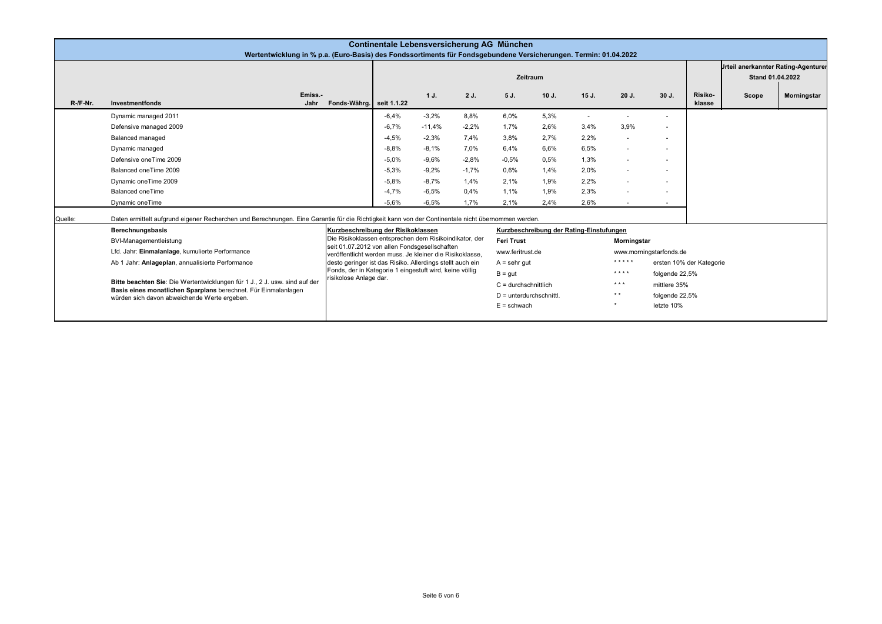# Continentale Lebensversicherung AG München

**Wertentwicklung in % p.a. (Euro-Basis) des Fondssortiments für Fondsgebundene Versicherungen. Termin: 01.04.2022**

| R-/F-Nr. | Investmentfonds | Emiss.-Jahr | Fonds-Währg. | seit 1.1.22 | Zeitraum 1 J. | 2 J. | 5 J. | 10 J. | 15 J. | 20 J. | 30 J. | Risiko-klasse | Urteil anerkannter Rating-Agenturen Stand 01.04.2022 Scope | Morningstar |
|---|---|---|---|---|---|---|---|---|---|---|---|---|---|---|
| | Dynamic managed 2011 | | | -6,4% | -3,2% | 8,8% | 6,0% | 5,3% | - | - | - | | | |
| | Defensive managed 2009 | | | -6,7% | -11,4% | -2,2% | 1,7% | 2,6% | 3,4% | 3,9% | - | | | |
| | Balanced managed | | | -4,5% | -2,3% | 7,4% | 3,8% | 2,7% | 2,2% | - | - | | | |
| | Dynamic managed | | | -8,8% | -8,1% | 7,0% | 6,4% | 6,6% | 6,5% | - | - | | | |
| | Defensive oneTime 2009 | | | -5,0% | -9,6% | -2,8% | -0,5% | 0,5% | 1,3% | - | - | | | |
| | Balanced oneTime 2009 | | | -5,3% | -9,2% | -1,7% | 0,6% | 1,4% | 2,0% | - | - | | | |
| | Dynamic oneTime 2009 | | | -5,8% | -8,7% | 1,4% | 2,1% | 1,9% | 2,2% | - | - | | | |
| | Balanced oneTime | | | -4,7% | -6,5% | 0,4% | 1,1% | 1,9% | 2,3% | - | - | | | |
| | Dynamic oneTime | | | -5,6% | -6,5% | 1,7% | 2,1% | 2,4% | 2,6% | - | - | | | |

Quelle: Daten ermittelt aufgrund eigener Recherchen und Berechnungen. Eine Garantie für die Richtigkeit kann von der Continentale nicht übernommen werden.

**Berechnungsbasis**

BVI-Managementleistung

Lfd. Jahr: **Einmalanlage**, kumulierte Performance

Ab 1 Jahr: **Anlageplan**, annualisierte Performance

**Bitte beachten Sie**: Die Wertentwicklungen für 1 J., 2 J. usw. sind auf der **Basis eines monatlichen Sparplans** berechnet. Für Einmalanlagen würden sich davon abweichende Werte ergeben.

**Kurzbeschreibung der Risikoklassen**

Die Risikoklassen entsprechen dem Risikoindikator, der seit 01.07.2012 von allen Fondsgesellschaften veröffentlicht werden muss. Je kleiner die Risikoklasse, desto geringer ist das Risiko. Allerdings stellt auch ein Fonds, der in Kategorie 1 eingestuft wird, keine völlig risikolose Anlage dar.

**Kurzbeschreibung der Rating-Einstufungen**

**Feri Trust**

www.feritrust.de

A = sehr gut

B = gut

C = durchschnittlich

D = unterdurchschnittl.

E = schwach

**Morningstar**

www.morningstarfonds.de

| | |
|---|---|
| * * * * * | ersten 10% der Kategorie |
| * * * * | folgende 22,5% |
| * * * | mittlere 35% |
| * * | folgende 22,5% |
| * | letzte 10% |